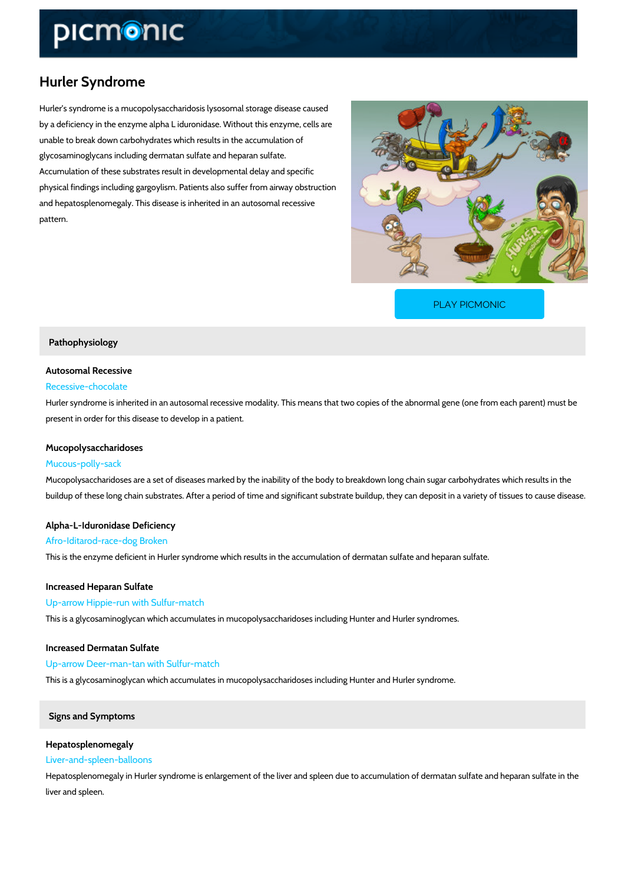# Hurler Syndrome

Hurler's syndrome is a mucopolysaccharidosis lysosomal storage disease caused by a deficiency in the enzyme alpha L iduronidase. Without this enzyme, cells are unable to break down carbohydrates which results in the accumulation of glycosaminoglycans including dermatan sulfate and heparan sulfate. Accumulation of these substrates result in developmental delay and specific physical findings including gargoylism. Patients also suffer from airway obstruction and hepatosplenomegaly. This disease is inherited in an autosomal recessive pattern.

PLAY PICMONIC

## Pathophysiology

### Autosomal Recessive

Recessive-chocolate

Hurler syndrome is inherited in an autosomal recessive modality. This means that two copies of the abnormal gene (one from each parent) must be present in order for this disease to develop in a patient.

### Mucopolysaccharidoses

Mucous-polly-sack

Mucopolysaccharidoses are a set of diseases marked by the inability of the body to breakdown long chain sugar carbohydrates which results in the buildup of these long chain substrates. After a period of time and significant substrate buildup, they can deposit in a variety of tissues to cause disease.

### Alpha-L-Iduronidase Deficiency

Afro-Iditarod-race-dog Broken

This is the enzyme deficient in Hurler syndrome which results in the accumulation of dermatan sulfate and heparan sulfate.

### Increased Heparan Sulfate

Up-arrow Hippie-run with Sulfur-match

This is a glycosaminoglycan which accumulates in mucopolysaccharidoses including Hunter and Hurler syndromes.

### Increased Dermatan Sulfate

Up-arrow Deer-man-tan with Sulfur-match

This is a glycosaminoglycan which accumulates in mucopolysaccharidoses including Hunter and Hurler syndrome.

## Signs and Symptoms

### Hepatosplenomegaly

Liver-and-spleen-balloons

Hepatosplenomegaly in Hurler syndrome is enlargement of the liver and spleen due to accumulation of dermatan sulfate and heparan sulfate in the liver and spleen.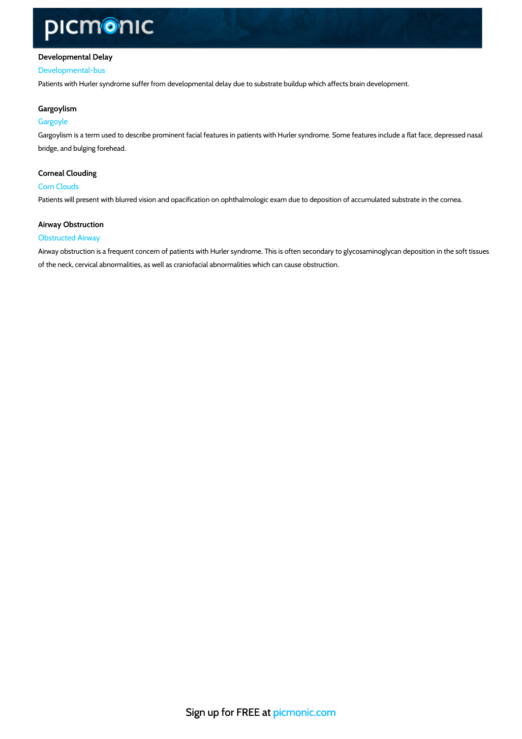**Developmental Delay**

Developmental-bus

Patients with Hurler syndrome suffer from developmental delay due to substrate buildup which affects brain development.

**Gargoylism**

Gargoyle

Gargoylism is a term used to describe prominent facial features in patients with Hurler syndrome. Some features include a flat face, depressed nasal bridge, and bulging forehead.

**Corneal Clouding**

Corn Clouds

Patients will present with blurred vision and opacification on ophthalmologic exam due to deposition of accumulated substrate in the cornea.

**Airway Obstruction**

Obstructed Airway

Airway obstruction is a frequent concern of patients with Hurler syndrome. This is often secondary to glycosaminoglycan deposition in the soft tissues of the neck, cervical abnormalities, as well as craniofacial abnormalities which can cause obstruction.